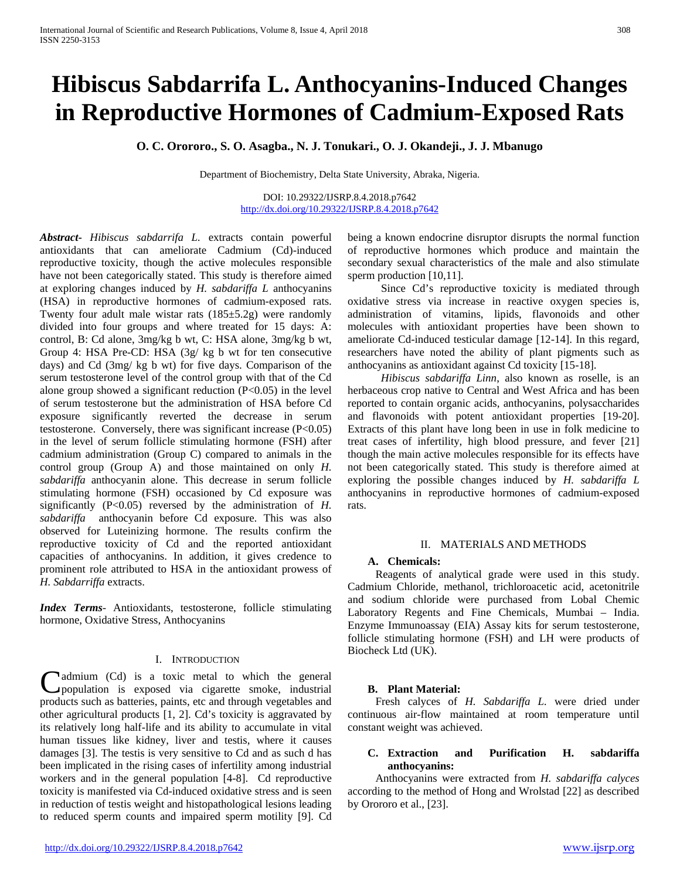# Hibiscus Sabdarrifa L. Anthocyanins-Induced Changes in Reproductive Hormones of Cadmium-Exposed Rats

**O. C. Orororo., S. O. Asagba., N. J. Tonukari., O. J. Okandeji., J. J. Mbanugo**

Department of Biochemistry, Delta State University, Abraka, Nigeria.

DOI: 10.29322/IJSRP.8.4.2018.p7642
http://dx.doi.org/10.29322/IJSRP.8.4.2018.p7642

***Abstract-*** *Hibiscus sabdarrifa L.* extracts contain powerful antioxidants that can ameliorate Cadmium (Cd)-induced reproductive toxicity, though the active molecules responsible have not been categorically stated. This study is therefore aimed at exploring changes induced by *H. sabdariffa L* anthocyanins (HSA) in reproductive hormones of cadmium-exposed rats. Twenty four adult male wistar rats (185±5.2g) were randomly divided into four groups and where treated for 15 days: A: control, B: Cd alone, 3mg/kg b wt, C: HSA alone, 3mg/kg b wt, Group 4: HSA Pre-CD: HSA (3g/ kg b wt for ten consecutive days) and Cd (3mg/ kg b wt) for five days. Comparison of the serum testosterone level of the control group with that of the Cd alone group showed a significant reduction (P<0.05) in the level of serum testosterone but the administration of HSA before Cd exposure significantly reverted the decrease in serum testosterone. Conversely, there was significant increase (P<0.05) in the level of serum follicle stimulating hormone (FSH) after cadmium administration (Group C) compared to animals in the control group (Group A) and those maintained on only *H. sabdariffa* anthocyanin alone. This decrease in serum follicle stimulating hormone (FSH) occasioned by Cd exposure was significantly (P<0.05) reversed by the administration of *H. sabdariffa* anthocyanin before Cd exposure. This was also observed for Luteinizing hormone. The results confirm the reproductive toxicity of Cd and the reported antioxidant capacities of anthocyanins. In addition, it gives credence to prominent role attributed to HSA in the antioxidant prowess of *H. Sabdarriffa* extracts.

***Index Terms-*** Antioxidants, testosterone, follicle stimulating hormone, Oxidative Stress, Anthocyanins

## I. Introduction

Cadmium (Cd) is a toxic metal to which the general population is exposed via cigarette smoke, industrial products such as batteries, paints, etc and through vegetables and other agricultural products [1, 2]. Cd's toxicity is aggravated by its relatively long half-life and its ability to accumulate in vital human tissues like kidney, liver and testis, where it causes damages [3]. The testis is very sensitive to Cd and as such d has been implicated in the rising cases of infertility among industrial workers and in the general population [4-8]. Cd reproductive toxicity is manifested via Cd-induced oxidative stress and is seen in reduction of testis weight and histopathological lesions leading to reduced sperm counts and impaired sperm motility [9]. Cd being a known endocrine disruptor disrupts the normal function of reproductive hormones which produce and maintain the secondary sexual characteristics of the male and also stimulate sperm production [10,11].

Since Cd's reproductive toxicity is mediated through oxidative stress via increase in reactive oxygen species is, administration of vitamins, lipids, flavonoids and other molecules with antioxidant properties have been shown to ameliorate Cd-induced testicular damage [12-14]. In this regard, researchers have noted the ability of plant pigments such as anthocyanins as antioxidant against Cd toxicity [15-18].

*Hibiscus sabdariffa Linn*, also known as roselle, is an herbaceous crop native to Central and West Africa and has been reported to contain organic acids, anthocyanins, polysaccharides and flavonoids with potent antioxidant properties [19-20]. Extracts of this plant have long been in use in folk medicine to treat cases of infertility, high blood pressure, and fever [21] though the main active molecules responsible for its effects have not been categorically stated. This study is therefore aimed at exploring the possible changes induced by *H. sabdariffa L* anthocyanins in reproductive hormones of cadmium-exposed rats.

## II. Materials and Methods

### A. Chemicals:

Reagents of analytical grade were used in this study. Cadmium Chloride, methanol, trichloroacetic acid, acetonitrile and sodium chloride were purchased from Lobal Chemic Laboratory Regents and Fine Chemicals, Mumbai – India. Enzyme Immunoassay (EIA) Assay kits for serum testosterone, follicle stimulating hormone (FSH) and LH were products of Biocheck Ltd (UK).

### B. Plant Material:

Fresh calyces of *H. Sabdariffa L.* were dried under continuous air-flow maintained at room temperature until constant weight was achieved.

### C. Extraction and Purification H. sabdariffa anthocyanins:

Anthocyanins were extracted from *H. sabdariffa calyces* according to the method of Hong and Wrolstad [22] as described by Orororo et al., [23].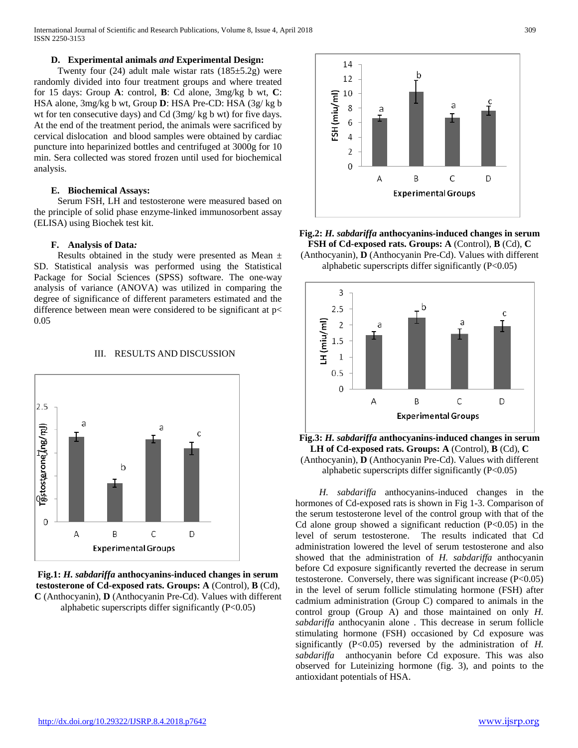**D. Experimental animals *and* Experimental Design:**

Twenty four (24) adult male wistar rats (185±5.2g) were randomly divided into four treatment groups and where treated for 15 days: Group **A**: control, **B**: Cd alone, 3mg/kg b wt, **C**: HSA alone, 3mg/kg b wt, Group **D**: HSA Pre-CD: HSA (3g/ kg b wt for ten consecutive days) and Cd (3mg/ kg b wt) for five days. At the end of the treatment period, the animals were sacrificed by cervical dislocation and blood samples were obtained by cardiac puncture into heparinized bottles and centrifuged at 3000g for 10 min. Sera collected was stored frozen until used for biochemical analysis.

**E. Biochemical Assays:**

Serum FSH, LH and testosterone were measured based on the principle of solid phase enzyme-linked immunosorbent assay (ELISA) using Biochek test kit.

**F. Analysis of Data*:***

Results obtained in the study were presented as Mean ± SD. Statistical analysis was performed using the Statistical Package for Social Sciences (SPSS) software. The one-way analysis of variance (ANOVA) was utilized in comparing the degree of significance of different parameters estimated and the difference between mean were considered to be significant at $p < 0.05$

## III. RESULTS AND DISCUSSION

**Fig.1: *H. sabdariffa* anthocyanins-induced changes in serum testosterone of Cd-exposed rats. Groups: A** (Control), **B** (Cd), **C** (Anthocyanin), **D** (Anthocyanin Pre-Cd). Values with different alphabetic superscripts differ significantly (P<0.05)

**Fig.2: *H. sabdariffa* anthocyanins-induced changes in serum FSH of Cd-exposed rats. Groups: A** (Control), **B** (Cd), **C** (Anthocyanin), **D** (Anthocyanin Pre-Cd). Values with different alphabetic superscripts differ significantly (P<0.05)

**Fig.3: *H. sabdariffa* anthocyanins-induced changes in serum LH of Cd-exposed rats. Groups: A** (Control), **B** (Cd), **C** (Anthocyanin), **D** (Anthocyanin Pre-Cd). Values with different alphabetic superscripts differ significantly (P<0.05)

*H. sabdariffa* anthocyanins-induced changes in the hormones of Cd-exposed rats is shown in Fig 1-3. Comparison of the serum testosterone level of the control group with that of the Cd alone group showed a significant reduction (P<0.05) in the level of serum testosterone. The results indicated that Cd administration lowered the level of serum testosterone and also showed that the administration of *H. sabdariffa* anthocyanin before Cd exposure significantly reverted the decrease in serum testosterone. Conversely, there was significant increase (P<0.05) in the level of serum follicle stimulating hormone (FSH) after cadmium administration (Group C) compared to animals in the control group (Group A) and those maintained on only *H. sabdariffa* anthocyanin alone . This decrease in serum follicle stimulating hormone (FSH) occasioned by Cd exposure was significantly (P<0.05) reversed by the administration of *H. sabdariffa* anthocyanin before Cd exposure. This was also observed for Luteinizing hormone (fig. 3), and points to the antioxidant potentials of HSA.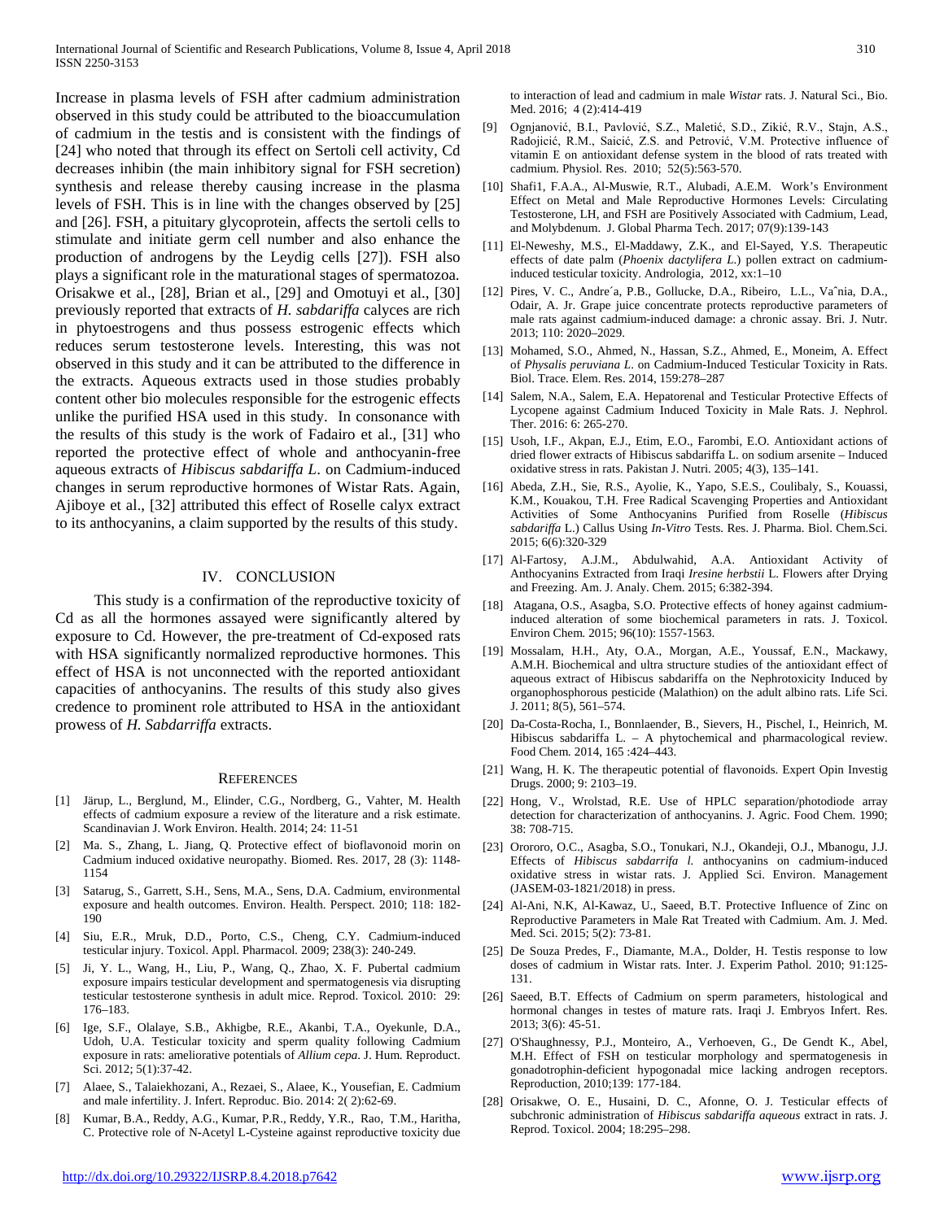Increase in plasma levels of FSH after cadmium administration observed in this study could be attributed to the bioaccumulation of cadmium in the testis and is consistent with the findings of [24] who noted that through its effect on Sertoli cell activity, Cd decreases inhibin (the main inhibitory signal for FSH secretion) synthesis and release thereby causing increase in the plasma levels of FSH. This is in line with the changes observed by [25] and [26]. FSH, a pituitary glycoprotein, affects the sertoli cells to stimulate and initiate germ cell number and also enhance the production of androgens by the Leydig cells [27]). FSH also plays a significant role in the maturational stages of spermatozoa. Orisakwe et al., [28], Brian et al., [29] and Omotuyi et al., [30] previously reported that extracts of *H. sabdariffa* calyces are rich in phytoestrogens and thus possess estrogenic effects which reduces serum testosterone levels. Interesting, this was not observed in this study and it can be attributed to the difference in the extracts. Aqueous extracts used in those studies probably content other bio molecules responsible for the estrogenic effects unlike the purified HSA used in this study. In consonance with the results of this study is the work of Fadairo et al., [31] who reported the protective effect of whole and anthocyanin-free aqueous extracts of *Hibiscus sabdariffa L*. on Cadmium-induced changes in serum reproductive hormones of Wistar Rats. Again, Ajiboye et al., [32] attributed this effect of Roselle calyx extract to its anthocyanins, a claim supported by the results of this study.

## IV. Conclusion

This study is a confirmation of the reproductive toxicity of Cd as all the hormones assayed were significantly altered by exposure to Cd. However, the pre-treatment of Cd-exposed rats with HSA significantly normalized reproductive hormones. This effect of HSA is not unconnected with the reported antioxidant capacities of anthocyanins. The results of this study also gives credence to prominent role attributed to HSA in the antioxidant prowess of *H. Sabdarriffa* extracts.

## References

[1] Järup, L., Berglund, M., Elinder, C.G., Nordberg, G., Vahter, M. Health effects of cadmium exposure a review of the literature and a risk estimate. Scandinavian J. Work Environ. Health. 2014; 24: 11-51

[2] Ma. S., Zhang, L. Jiang, Q. Protective effect of bioflavonoid morin on Cadmium induced oxidative neuropathy. Biomed. Res. 2017, 28 (3): 1148-1154

[3] Satarug, S., Garrett, S.H., Sens, M.A., Sens, D.A. Cadmium, environmental exposure and health outcomes. Environ. Health. Perspect. 2010; 118: 182-190

[4] Siu, E.R., Mruk, D.D., Porto, C.S., Cheng, C.Y. Cadmium-induced testicular injury. Toxicol. Appl. Pharmacol. 2009; 238(3): 240-249.

[5] Ji, Y. L., Wang, H., Liu, P., Wang, Q., Zhao, X. F. Pubertal cadmium exposure impairs testicular development and spermatogenesis via disrupting testicular testosterone synthesis in adult mice. Reprod. Toxicol. 2010: 29: 176–183.

[6] Ige, S.F., Olalaye, S.B., Akhigbe, R.E., Akanbi, T.A., Oyekunle, D.A., Udoh, U.A. Testicular toxicity and sperm quality following Cadmium exposure in rats: ameliorative potentials of *Allium cepa*. J. Hum. Reproduct. Sci. 2012; 5(1):37-42.

[7] Alaee, S., Talaiekhozani, A., Rezaei, S., Alaee, K., Yousefian, E. Cadmium and male infertility. J. Infert. Reproduc. Bio. 2014: 2( 2):62-69.

[8] Kumar, B.A., Reddy, A.G., Kumar, P.R., Reddy, Y.R., Rao, T.M., Haritha, C. Protective role of N-Acetyl L-Cysteine against reproductive toxicity due to interaction of lead and cadmium in male *Wistar* rats. J. Natural Sci., Bio. Med. 2016; 4 (2):414-419

[9] Ognjanović, B.I., Pavlović, S.Z., Maletić, S.D., Zikić, R.V., Stajn, A.S., Radojicić, R.M., Saicić, Z.S. and Petrović, V.M. Protective influence of vitamin E on antioxidant defense system in the blood of rats treated with cadmium. Physiol. Res. 2010; 52(5):563-570.

[10] Shafi1, F.A.A., Al-Muswie, R.T., Alubadi, A.E.M. Work's Environment Effect on Metal and Male Reproductive Hormones Levels: Circulating Testosterone, LH, and FSH are Positively Associated with Cadmium, Lead, and Molybdenum. J. Global Pharma Tech. 2017; 07(9):139-143

[11] El-Neweshy, M.S., El-Maddawy, Z.K., and El-Sayed, Y.S. Therapeutic effects of date palm (*Phoenix dactylifera L*.) pollen extract on cadmium-induced testicular toxicity. Andrologia, 2012, xx:1–10

[12] Pires, V. C., Andre´a, P.B., Gollucke, D.A., Ribeiro, L.L., Vaˆnia, D.A., Odair, A. Jr. Grape juice concentrate protects reproductive parameters of male rats against cadmium-induced damage: a chronic assay. Bri. J. Nutr. 2013; 110: 2020–2029.

[13] Mohamed, S.O., Ahmed, N., Hassan, S.Z., Ahmed, E., Moneim, A. Effect of *Physalis peruviana L*. on Cadmium-Induced Testicular Toxicity in Rats. Biol. Trace. Elem. Res. 2014, 159:278–287

[14] Salem, N.A., Salem, E.A. Hepatorenal and Testicular Protective Effects of Lycopene against Cadmium Induced Toxicity in Male Rats. J. Nephrol. Ther. 2016: 6: 265-270.

[15] Usoh, I.F., Akpan, E.J., Etim, E.O., Farombi, E.O. Antioxidant actions of dried flower extracts of Hibiscus sabdariffa L. on sodium arsenite – Induced oxidative stress in rats. Pakistan J. Nutri. 2005; 4(3), 135–141.

[16] Abeda, Z.H., Sie, R.S., Ayolie, K., Yapo, S.E.S., Coulibaly, S., Kouassi, K.M., Kouakou, T.H. Free Radical Scavenging Properties and Antioxidant Activities of Some Anthocyanins Purified from Roselle (*Hibiscus sabdariffa* L.) Callus Using *In-Vitro* Tests. Res. J. Pharma. Biol. Chem.Sci. 2015; 6(6):320-329

[17] Al-Fartosy, A.J.M., Abdulwahid, A.A. Antioxidant Activity of Anthocyanins Extracted from Iraqi *Iresine herbstii* L. Flowers after Drying and Freezing. Am. J. Analy. Chem. 2015; 6:382-394.

[18] Atagana, O.S., Asagba, S.O. Protective effects of honey against cadmium-induced alteration of some biochemical parameters in rats. J. Toxicol. Environ Chem. 2015; 96(10): 1557-1563.

[19] Mossalam, H.H., Aty, O.A., Morgan, A.E., Youssaf, E.N., Mackawy, A.M.H. Biochemical and ultra structure studies of the antioxidant effect of aqueous extract of Hibiscus sabdariffa on the Nephrotoxicity Induced by organophosphorous pesticide (Malathion) on the adult albino rats. Life Sci. J. 2011; 8(5), 561–574.

[20] Da-Costa-Rocha, I., Bonnlaender, B., Sievers, H., Pischel, I., Heinrich, M. Hibiscus sabdariffa L. – A phytochemical and pharmacological review. Food Chem. 2014, 165 :424–443.

[21] Wang, H. K. The therapeutic potential of flavonoids. Expert Opin Investig Drugs. 2000; 9: 2103–19.

[22] Hong, V., Wrolstad, R.E. Use of HPLC separation/photodiode array detection for characterization of anthocyanins. J. Agric. Food Chem. 1990; 38: 708-715.

[23] Orororo, O.C., Asagba, S.O., Tonukari, N.J., Okandeji, O.J., Mbanogu, J.J. Effects of *Hibiscus sabdarrifa l.* anthocyanins on cadmium-induced oxidative stress in wistar rats. J. Applied Sci. Environ. Management (JASEM-03-1821/2018) in press.

[24] Al-Ani, N.K, Al-Kawaz, U., Saeed, B.T. Protective Influence of Zinc on Reproductive Parameters in Male Rat Treated with Cadmium. Am. J. Med. Med. Sci. 2015; 5(2): 73-81.

[25] De Souza Predes, F., Diamante, M.A., Dolder, H. Testis response to low doses of cadmium in Wistar rats. Inter. J. Experim Pathol. 2010; 91:125-131.

[26] Saeed, B.T. Effects of Cadmium on sperm parameters, histological and hormonal changes in testes of mature rats. Iraqi J. Embryos Infert. Res. 2013; 3(6): 45-51.

[27] O'Shaughnessy, P.J., Monteiro, A., Verhoeven, G., De Gendt K., Abel, M.H. Effect of FSH on testicular morphology and spermatogenesis in gonadotrophin-deficient hypogonadal mice lacking androgen receptors. Reproduction, 2010;139: 177-184.

[28] Orisakwe, O. E., Husaini, D. C., Afonne, O. J. Testicular effects of subchronic administration of *Hibiscus sabdariffa aqueous* extract in rats. J. Reprod. Toxicol. 2004; 18:295–298.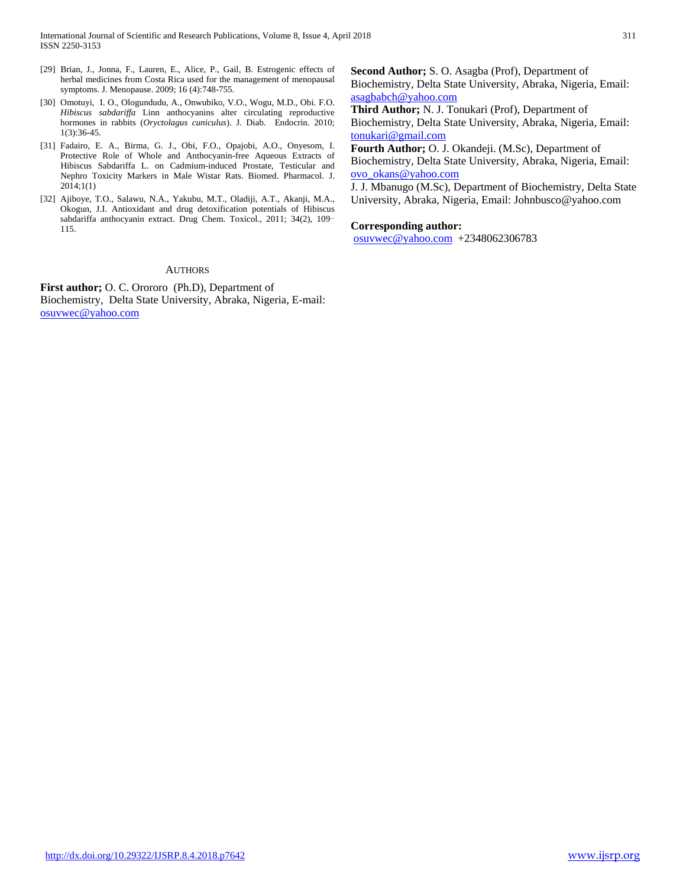[29] Brian, J., Jonna, F., Lauren, E., Alice, P., Gail, B. Estrogenic effects of herbal medicines from Costa Rica used for the management of menopausal symptoms. J. Menopause. 2009; 16 (4):748-755.

[30] Omotuyi, I. O., Ologundudu, A., Onwubiko, V.O., Wogu, M.D., Obi. F.O. *Hibiscus sabdariffa* Linn anthocyanins alter circulating reproductive hormones in rabbits (*Oryctolagus cuniculus*). J. Diab. Endocrin. 2010; 1(3):36-45.

[31] Fadairo, E. A., Birma, G. J., Obi, F.O., Opajobi, A.O., Onyesom, I. Protective Role of Whole and Anthocyanin-free Aqueous Extracts of Hibiscus Sabdariffa L. on Cadmium-induced Prostate, Testicular and Nephro Toxicity Markers in Male Wistar Rats. Biomed. Pharmacol. J. 2014;1(1)

[32] Ajiboye, T.O., Salawu, N.A., Yakubu, M.T., Oladiji, A.T., Akanji, M.A., Okogun, J.I. Antioxidant and drug detoxification potentials of Hibiscus sabdariffa anthocyanin extract. Drug Chem. Toxicol., 2011; 34(2), 109-115.

## AUTHORS

**First author;** O. C. Orororo (Ph.D), Department of Biochemistry, Delta State University, Abraka, Nigeria, E-mail: osuvwec@yahoo.com

**Second Author;** S. O. Asagba (Prof), Department of Biochemistry, Delta State University, Abraka, Nigeria, Email: asagbabch@yahoo.com

**Third Author;** N. J. Tonukari (Prof), Department of Biochemistry, Delta State University, Abraka, Nigeria, Email: tonukari@gmail.com

**Fourth Author;** O. J. Okandeji. (M.Sc), Department of Biochemistry, Delta State University, Abraka, Nigeria, Email: ovo_okans@yahoo.com

J. J. Mbanugo (M.Sc), Department of Biochemistry, Delta State University, Abraka, Nigeria, Email: Johnbusco@yahoo.com

**Corresponding author:**
osuvwec@yahoo.com +2348062306783